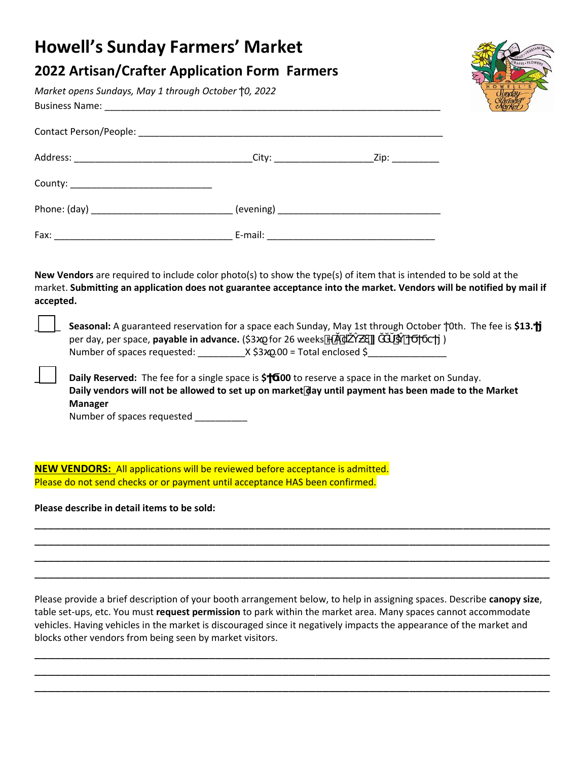# Howell's Sunday Farmers' Market

## 2022 Artisan/Crafter Application Form Farmers

*Market opens Sundays, May 1 through October* †*0, 2022*

Business Name: ________________________________________________________________

Contact Person/People: ___________________________________________________________

Address: _________________________________City: __________________Zip: _________

County: ___________________________

Phone: (day) ___________________________ (evening) _______________________________

Fax: __________________________________ E-mail: _______________________________

**New Vendors** are required to include color photo(s) to show the type(s) of item that is intended to be sold at the market. **Submitting an application does not guarantee acceptance into the market. Vendors will be notified by mail if accepted.**

☐ **Seasonal:** A guaranteed reservation for a space each Sunday, May 1st through October †0th. The fee is **$13.**ƚ per day, per space, **payable in advance.** ($3ϯϮ for 26 weeks ) 
Number of spaces requested: _________X $3ϯϮ.00 = Total enclosed $_______________

☐ **Daily Reserved:** The fee for a single space is **$**†**б.00** to reserve a space in the market on Sunday. 
**Daily vendors will not be allowed to set up on market day until payment has been made to the Market Manager** 
Number of spaces requested __________

**NEW VENDORS:** All applications will be reviewed before acceptance is admitted. 
Please do not send checks or or payment until acceptance HAS been confirmed.

**Please describe in detail items to be sold:**

_______________________________________________________________________________________

_______________________________________________________________________________________

_______________________________________________________________________________________

_______________________________________________________________________________________

Please provide a brief description of your booth arrangement below, to help in assigning spaces. Describe **canopy size**, table set-ups, etc. You must **request permission** to park within the market area. Many spaces cannot accommodate vehicles. Having vehicles in the market is discouraged since it negatively impacts the appearance of the market and blocks other vendors from being seen by market visitors.

_______________________________________________________________________________________

_______________________________________________________________________________________

_______________________________________________________________________________________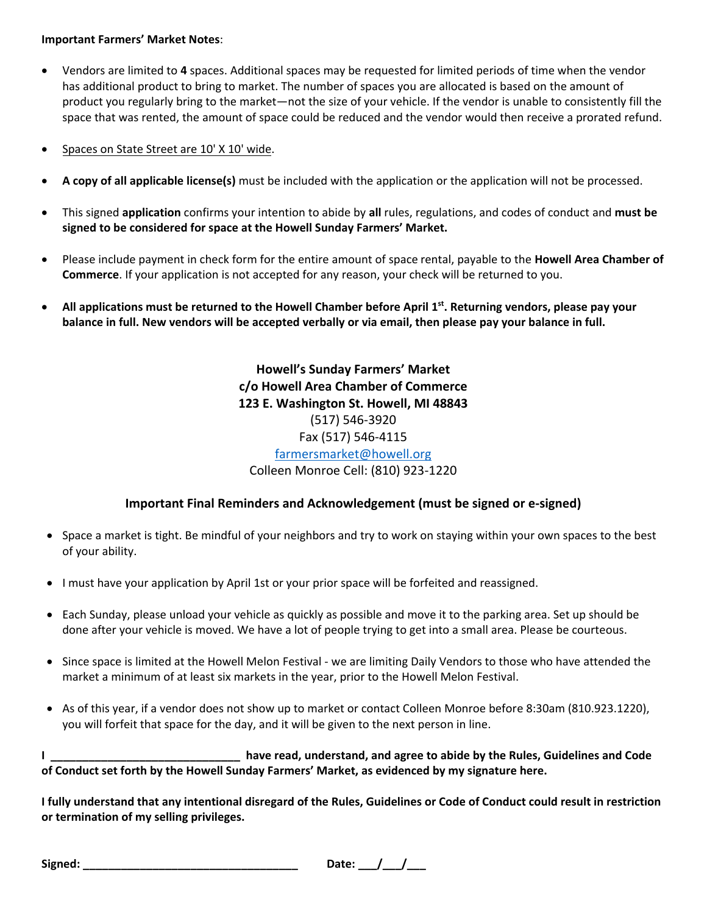**Important Farmers' Market Notes**:

- Vendors are limited to **4** spaces. Additional spaces may be requested for limited periods of time when the vendor has additional product to bring to market. The number of spaces you are allocated is based on the amount of product you regularly bring to the market—not the size of your vehicle. If the vendor is unable to consistently fill the space that was rented, the amount of space could be reduced and the vendor would then receive a prorated refund.
- Spaces on State Street are 10' X 10' wide.
- **A copy of all applicable license(s)** must be included with the application or the application will not be processed.
- This signed **application** confirms your intention to abide by **all** rules, regulations, and codes of conduct and **must be signed to be considered for space at the Howell Sunday Farmers' Market.**
- Please include payment in check form for the entire amount of space rental, payable to the **Howell Area Chamber of Commerce**. If your application is not accepted for any reason, your check will be returned to you.
- **All applications must be returned to the Howell Chamber before April 1st. Returning vendors, please pay your balance in full. New vendors will be accepted verbally or via email, then please pay your balance in full.**

**Howell's Sunday Farmers' Market**
**c/o Howell Area Chamber of Commerce**
**123 E. Washington St. Howell, MI 48843**
(517) 546-3920
Fax (517) 546-4115
farmersmarket@howell.org
Colleen Monroe Cell: (810) 923-1220

## Important Final Reminders and Acknowledgement (must be signed or e-signed)

- Space a market is tight. Be mindful of your neighbors and try to work on staying within your own spaces to the best of your ability.
- I must have your application by April 1st or your prior space will be forfeited and reassigned.
- Each Sunday, please unload your vehicle as quickly as possible and move it to the parking area. Set up should be done after your vehicle is moved. We have a lot of people trying to get into a small area. Please be courteous.
- Since space is limited at the Howell Melon Festival - we are limiting Daily Vendors to those who have attended the market a minimum of at least six markets in the year, prior to the Howell Melon Festival.
- As of this year, if a vendor does not show up to market or contact Colleen Monroe before 8:30am (810.923.1220), you will forfeit that space for the day, and it will be given to the next person in line.

**I ______________________________ have read, understand, and agree to abide by the Rules, Guidelines and Code of Conduct set forth by the Howell Sunday Farmers' Market, as evidenced by my signature here.**

**I fully understand that any intentional disregard of the Rules, Guidelines or Code of Conduct could result in restriction or termination of my selling privileges.**

**Signed: __________________________________ Date: ___/___/___**